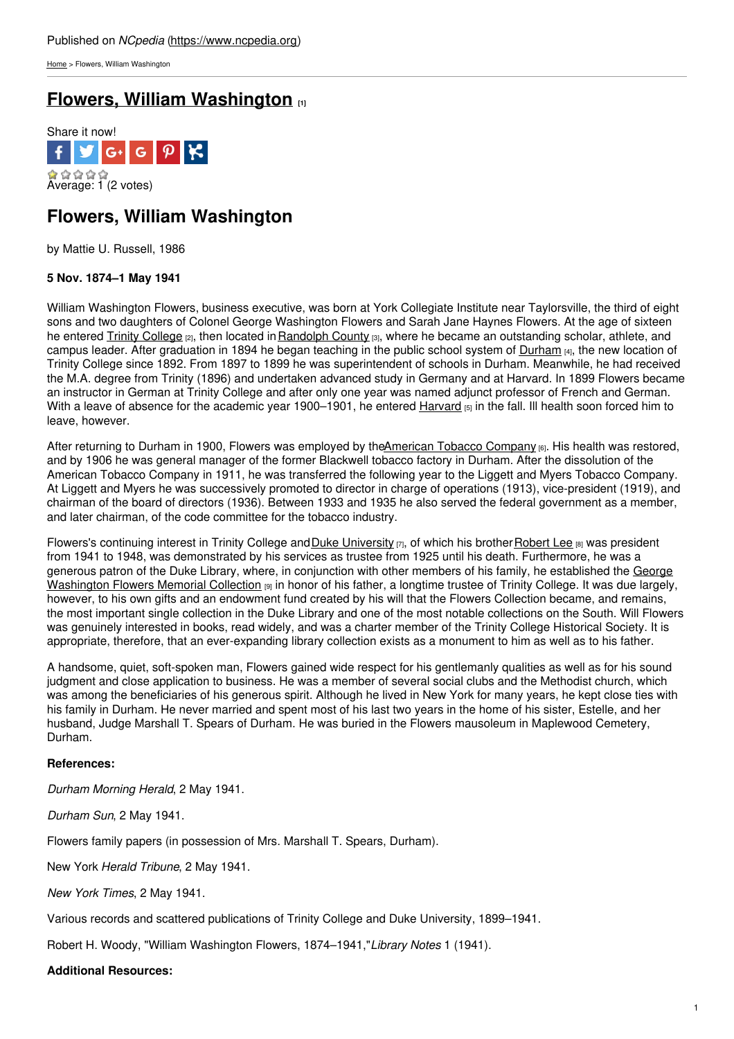Published on *NCpedia* (https://www.ncpedia.org)

Home > Flowers, William Washington

# Flowers, William Washington [1]

Share it now!

Average: 1 (2 votes)

## Flowers, William Washington

by Mattie U. Russell, 1986

**5 Nov. 1874–1 May 1941**

William Washington Flowers, business executive, was born at York Collegiate Institute near Taylorsville, the third of eight sons and two daughters of Colonel George Washington Flowers and Sarah Jane Haynes Flowers. At the age of sixteen he entered Trinity College [2], then located in Randolph County [3], where he became an outstanding scholar, athlete, and campus leader. After graduation in 1894 he began teaching in the public school system of Durham [4], the new location of Trinity College since 1892. From 1897 to 1899 he was superintendent of schools in Durham. Meanwhile, he had received the M.A. degree from Trinity (1896) and undertaken advanced study in Germany and at Harvard. In 1899 Flowers became an instructor in German at Trinity College and after only one year was named adjunct professor of French and German. With a leave of absence for the academic year 1900–1901, he entered Harvard [5] in the fall. Ill health soon forced him to leave, however.

After returning to Durham in 1900, Flowers was employed by the American Tobacco Company [6]. His health was restored, and by 1906 he was general manager of the former Blackwell tobacco factory in Durham. After the dissolution of the American Tobacco Company in 1911, he was transferred the following year to the Liggett and Myers Tobacco Company. At Liggett and Myers he was successively promoted to director in charge of operations (1913), vice-president (1919), and chairman of the board of directors (1936). Between 1933 and 1935 he also served the federal government as a member, and later chairman, of the code committee for the tobacco industry.

Flowers's continuing interest in Trinity College and Duke University [7], of which his brother Robert Lee [8] was president from 1941 to 1948, was demonstrated by his services as trustee from 1925 until his death. Furthermore, he was a generous patron of the Duke Library, where, in conjunction with other members of his family, he established the George Washington Flowers Memorial Collection [9] in honor of his father, a longtime trustee of Trinity College. It was due largely, however, to his own gifts and an endowment fund created by his will that the Flowers Collection became, and remains, the most important single collection in the Duke Library and one of the most notable collections on the South. Will Flowers was genuinely interested in books, read widely, and was a charter member of the Trinity College Historical Society. It is appropriate, therefore, that an ever-expanding library collection exists as a monument to him as well as to his father.

A handsome, quiet, soft-spoken man, Flowers gained wide respect for his gentlemanly qualities as well as for his sound judgment and close application to business. He was a member of several social clubs and the Methodist church, which was among the beneficiaries of his generous spirit. Although he lived in New York for many years, he kept close ties with his family in Durham. He never married and spent most of his last two years in the home of his sister, Estelle, and her husband, Judge Marshall T. Spears of Durham. He was buried in the Flowers mausoleum in Maplewood Cemetery, Durham.

**References:**

*Durham Morning Herald*, 2 May 1941.

*Durham Sun*, 2 May 1941.

Flowers family papers (in possession of Mrs. Marshall T. Spears, Durham).

New York *Herald Tribune*, 2 May 1941.

*New York Times*, 2 May 1941.

Various records and scattered publications of Trinity College and Duke University, 1899–1941.

Robert H. Woody, "William Washington Flowers, 1874–1941," *Library Notes* 1 (1941).

**Additional Resources:**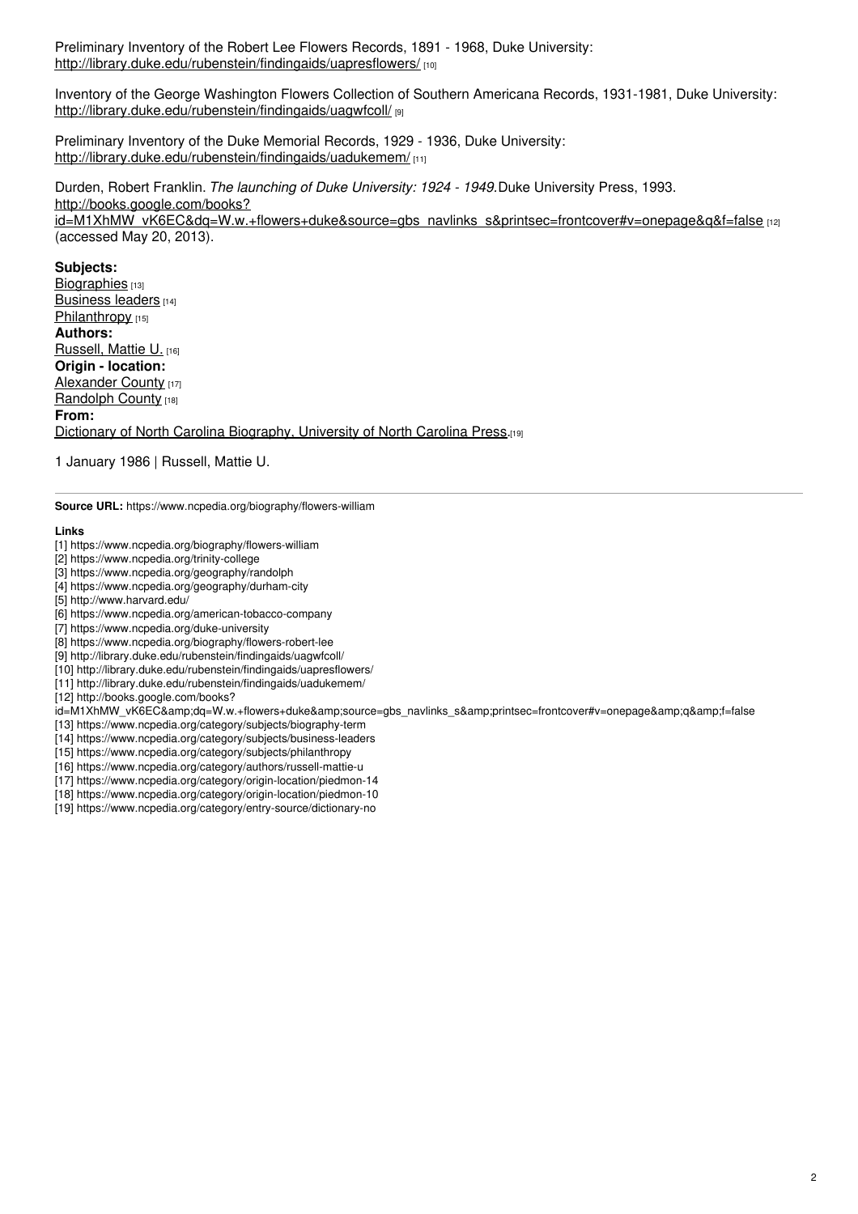Preliminary Inventory of the Robert Lee Flowers Records, 1891 - 1968, Duke University: http://library.duke.edu/rubenstein/findingaids/uapresflowers/ [10]

Inventory of the George Washington Flowers Collection of Southern Americana Records, 1931-1981, Duke University: http://library.duke.edu/rubenstein/findingaids/uagwfcoll/ [9]

Preliminary Inventory of the Duke Memorial Records, 1929 - 1936, Duke University: http://library.duke.edu/rubenstein/findingaids/uadukemem/ [11]

Durden, Robert Franklin. *The launching of Duke University: 1924 - 1949.*Duke University Press, 1993. http://books.google.com/books?id=M1XhMW_vK6EC&dq=W.w.+flowers+duke&source=gbs_navlinks_s&printsec=frontcover#v=onepage&q&f=false [12] (accessed May 20, 2013).

**Subjects:**
Biographies [13]
Business leaders [14]
Philanthropy [15]
**Authors:**
Russell, Mattie U. [16]
**Origin - location:**
Alexander County [17]
Randolph County [18]
**From:**
Dictionary of North Carolina Biography, University of North Carolina Press.[19]

1 January 1986 | Russell, Mattie U.

---

**Source URL:** https://www.ncpedia.org/biography/flowers-william

**Links**

[1] https://www.ncpedia.org/biography/flowers-william
[2] https://www.ncpedia.org/trinity-college
[3] https://www.ncpedia.org/geography/randolph
[4] https://www.ncpedia.org/geography/durham-city
[5] http://www.harvard.edu/
[6] https://www.ncpedia.org/american-tobacco-company
[7] https://www.ncpedia.org/duke-university
[8] https://www.ncpedia.org/biography/flowers-robert-lee
[9] http://library.duke.edu/rubenstein/findingaids/uagwfcoll/
[10] http://library.duke.edu/rubenstein/findingaids/uapresflowers/
[11] http://library.duke.edu/rubenstein/findingaids/uadukemem/
[12] http://books.google.com/books?id=M1XhMW_vK6EC&amp;dq=W.w.+flowers+duke&amp;source=gbs_navlinks_s&amp;printsec=frontcover#v=onepage&amp;q&amp;f=false
[13] https://www.ncpedia.org/category/subjects/biography-term
[14] https://www.ncpedia.org/category/subjects/business-leaders
[15] https://www.ncpedia.org/category/subjects/philanthropy
[16] https://www.ncpedia.org/category/authors/russell-mattie-u
[17] https://www.ncpedia.org/category/origin-location/piedmon-14
[18] https://www.ncpedia.org/category/origin-location/piedmon-10
[19] https://www.ncpedia.org/category/entry-source/dictionary-no